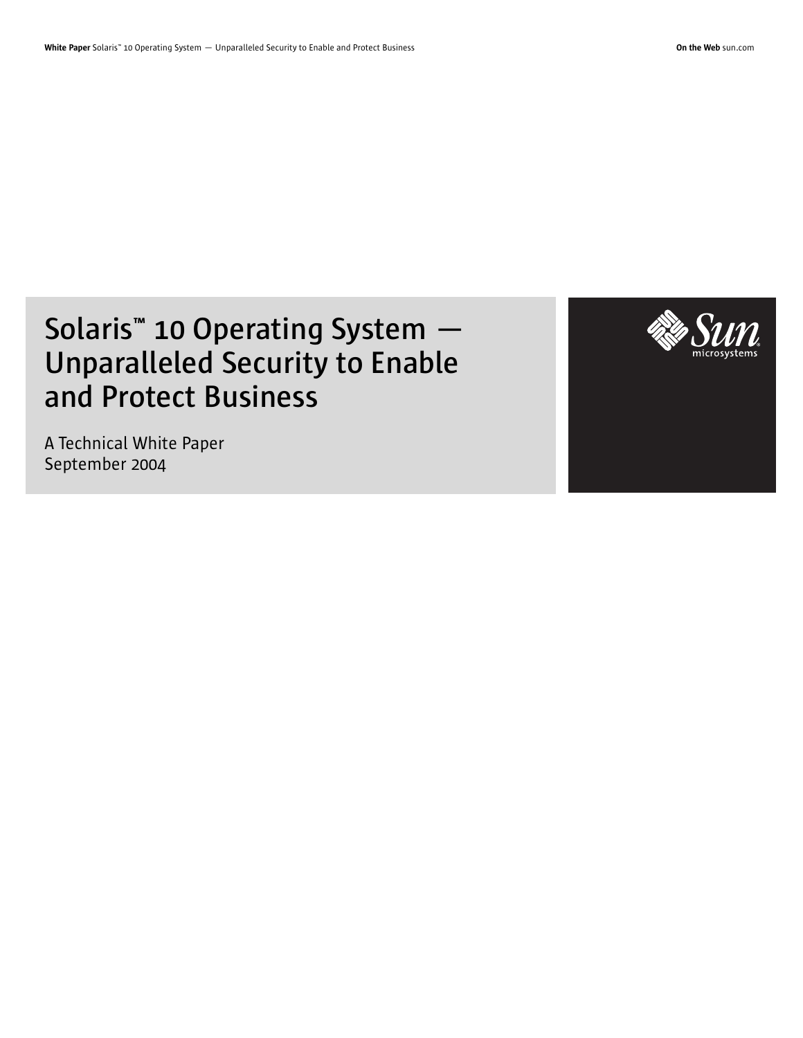# Solaris™ 10 Operating System — Unparalleled Security to Enable and Protect Business

A Technical White Paper
September 2004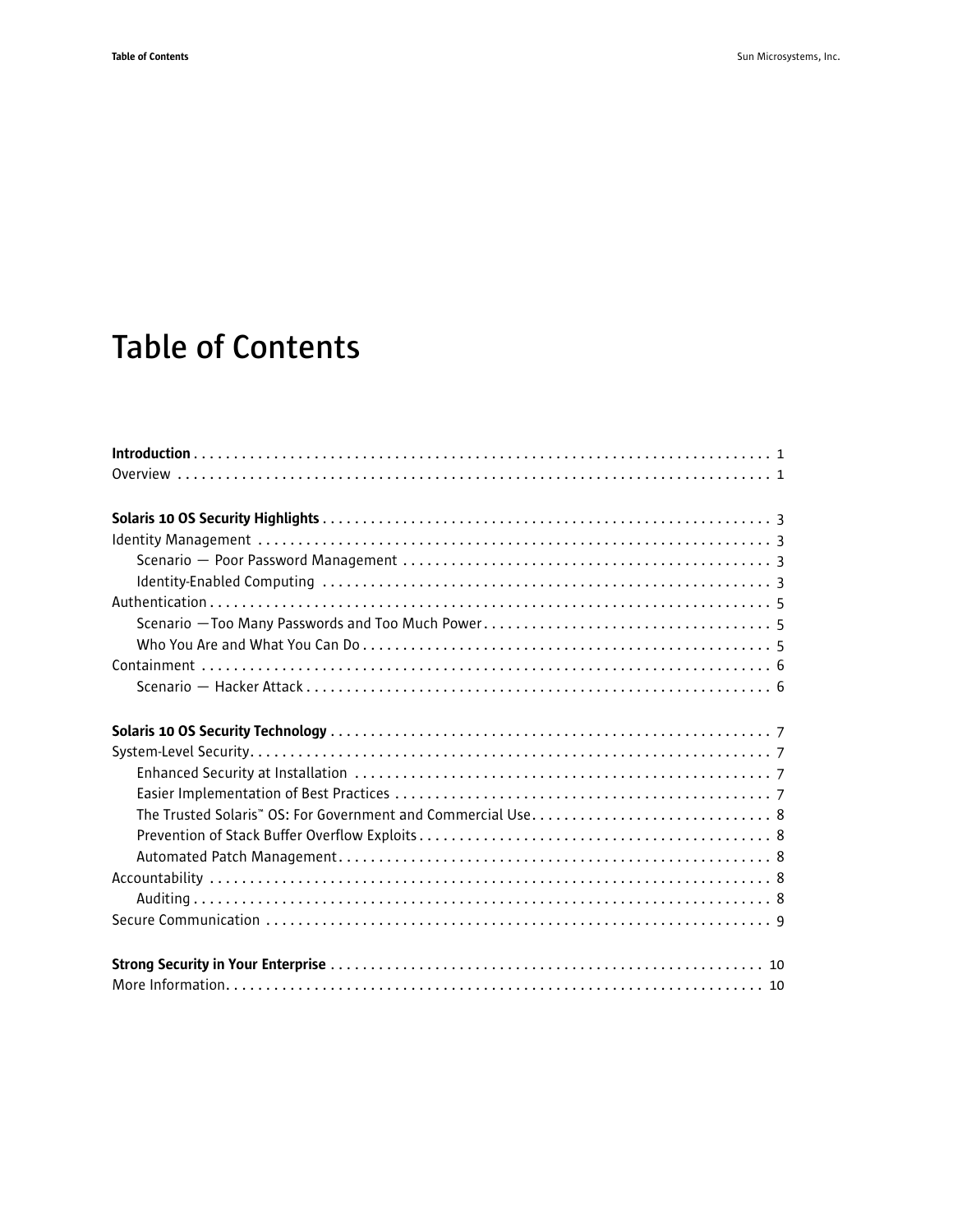# Table of Contents

**Introduction** . . . . . . . . . . . . . . . . . . . . . . . . . . . . . . . . . . . . . . . . . . . . . . . . . . . . . . . . . . . . . . . . . . . . . . . . 1
Overview . . . . . . . . . . . . . . . . . . . . . . . . . . . . . . . . . . . . . . . . . . . . . . . . . . . . . . . . . . . . . . . . . . . . . . . . . 1

**Solaris 10 OS Security Highlights** . . . . . . . . . . . . . . . . . . . . . . . . . . . . . . . . . . . . . . . . . . . . . . . . . . . . . . 3
Identity Management . . . . . . . . . . . . . . . . . . . . . . . . . . . . . . . . . . . . . . . . . . . . . . . . . . . . . . . . . . . . . . . . 3
    Scenario — Poor Password Management . . . . . . . . . . . . . . . . . . . . . . . . . . . . . . . . . . . . . . . . . . . . . 3
    Identity-Enabled Computing . . . . . . . . . . . . . . . . . . . . . . . . . . . . . . . . . . . . . . . . . . . . . . . . . . . . . . . 3
Authentication . . . . . . . . . . . . . . . . . . . . . . . . . . . . . . . . . . . . . . . . . . . . . . . . . . . . . . . . . . . . . . . . . . . . . 5
    Scenario —Too Many Passwords and Too Much Power . . . . . . . . . . . . . . . . . . . . . . . . . . . . . . . . . . . 5
    Who You Are and What You Can Do . . . . . . . . . . . . . . . . . . . . . . . . . . . . . . . . . . . . . . . . . . . . . . . . . . 5
Containment . . . . . . . . . . . . . . . . . . . . . . . . . . . . . . . . . . . . . . . . . . . . . . . . . . . . . . . . . . . . . . . . . . . . . . 6
    Scenario — Hacker Attack . . . . . . . . . . . . . . . . . . . . . . . . . . . . . . . . . . . . . . . . . . . . . . . . . . . . . . . . . 6

**Solaris 10 OS Security Technology** . . . . . . . . . . . . . . . . . . . . . . . . . . . . . . . . . . . . . . . . . . . . . . . . . . . . . 7
System-Level Security . . . . . . . . . . . . . . . . . . . . . . . . . . . . . . . . . . . . . . . . . . . . . . . . . . . . . . . . . . . . . . . . 7
    Enhanced Security at Installation . . . . . . . . . . . . . . . . . . . . . . . . . . . . . . . . . . . . . . . . . . . . . . . . . . . 7
    Easier Implementation of Best Practices . . . . . . . . . . . . . . . . . . . . . . . . . . . . . . . . . . . . . . . . . . . . . . 7
    The Trusted Solaris™ OS: For Government and Commercial Use . . . . . . . . . . . . . . . . . . . . . . . . . . . . . 8
    Prevention of Stack Buffer Overflow Exploits . . . . . . . . . . . . . . . . . . . . . . . . . . . . . . . . . . . . . . . . . . . 8
    Automated Patch Management . . . . . . . . . . . . . . . . . . . . . . . . . . . . . . . . . . . . . . . . . . . . . . . . . . . . . 8
Accountability . . . . . . . . . . . . . . . . . . . . . . . . . . . . . . . . . . . . . . . . . . . . . . . . . . . . . . . . . . . . . . . . . . . . . 8
    Auditing . . . . . . . . . . . . . . . . . . . . . . . . . . . . . . . . . . . . . . . . . . . . . . . . . . . . . . . . . . . . . . . . . . . . . . . 8
Secure Communication . . . . . . . . . . . . . . . . . . . . . . . . . . . . . . . . . . . . . . . . . . . . . . . . . . . . . . . . . . . . . . . 9

**Strong Security in Your Enterprise** . . . . . . . . . . . . . . . . . . . . . . . . . . . . . . . . . . . . . . . . . . . . . . . . . . . . 10
More Information . . . . . . . . . . . . . . . . . . . . . . . . . . . . . . . . . . . . . . . . . . . . . . . . . . . . . . . . . . . . . . . . . . 10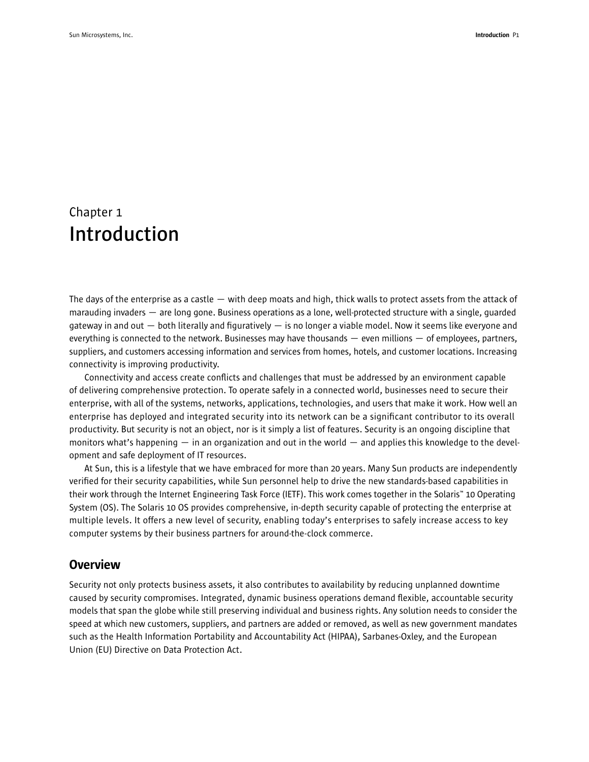# Chapter 1
# Introduction

The days of the enterprise as a castle — with deep moats and high, thick walls to protect assets from the attack of marauding invaders — are long gone. Business operations as a lone, well-protected structure with a single, guarded gateway in and out — both literally and figuratively — is no longer a viable model. Now it seems like everyone and everything is connected to the network. Businesses may have thousands — even millions — of employees, partners, suppliers, and customers accessing information and services from homes, hotels, and customer locations. Increasing connectivity is improving productivity.

Connectivity and access create conflicts and challenges that must be addressed by an environment capable of delivering comprehensive protection. To operate safely in a connected world, businesses need to secure their enterprise, with all of the systems, networks, applications, technologies, and users that make it work. How well an enterprise has deployed and integrated security into its network can be a significant contributor to its overall productivity. But security is not an object, nor is it simply a list of features. Security is an ongoing discipline that monitors what's happening — in an organization and out in the world — and applies this knowledge to the development and safe deployment of IT resources.

At Sun, this is a lifestyle that we have embraced for more than 20 years. Many Sun products are independently verified for their security capabilities, while Sun personnel help to drive the new standards-based capabilities in their work through the Internet Engineering Task Force (IETF). This work comes together in the Solaris™ 10 Operating System (OS). The Solaris 10 OS provides comprehensive, in-depth security capable of protecting the enterprise at multiple levels. It offers a new level of security, enabling today's enterprises to safely increase access to key computer systems by their business partners for around-the-clock commerce.

## Overview

Security not only protects business assets, it also contributes to availability by reducing unplanned downtime caused by security compromises. Integrated, dynamic business operations demand flexible, accountable security models that span the globe while still preserving individual and business rights. Any solution needs to consider the speed at which new customers, suppliers, and partners are added or removed, as well as new government mandates such as the Health Information Portability and Accountability Act (HIPAA), Sarbanes-Oxley, and the European Union (EU) Directive on Data Protection Act.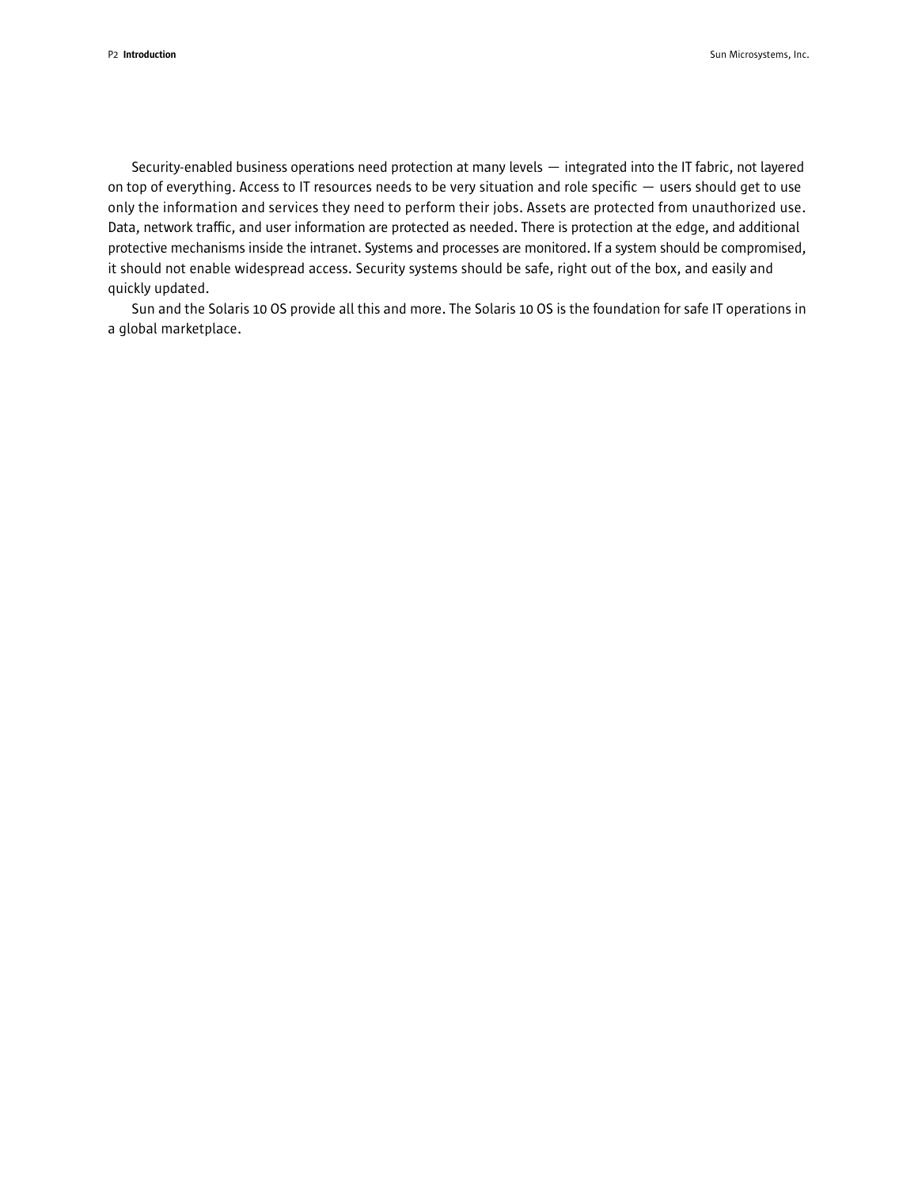Security-enabled business operations need protection at many levels — integrated into the IT fabric, not layered on top of everything. Access to IT resources needs to be very situation and role specific — users should get to use only the information and services they need to perform their jobs. Assets are protected from unauthorized use. Data, network traffic, and user information are protected as needed. There is protection at the edge, and additional protective mechanisms inside the intranet. Systems and processes are monitored. If a system should be compromised, it should not enable widespread access. Security systems should be safe, right out of the box, and easily and quickly updated.

Sun and the Solaris 10 OS provide all this and more. The Solaris 10 OS is the foundation for safe IT operations in a global marketplace.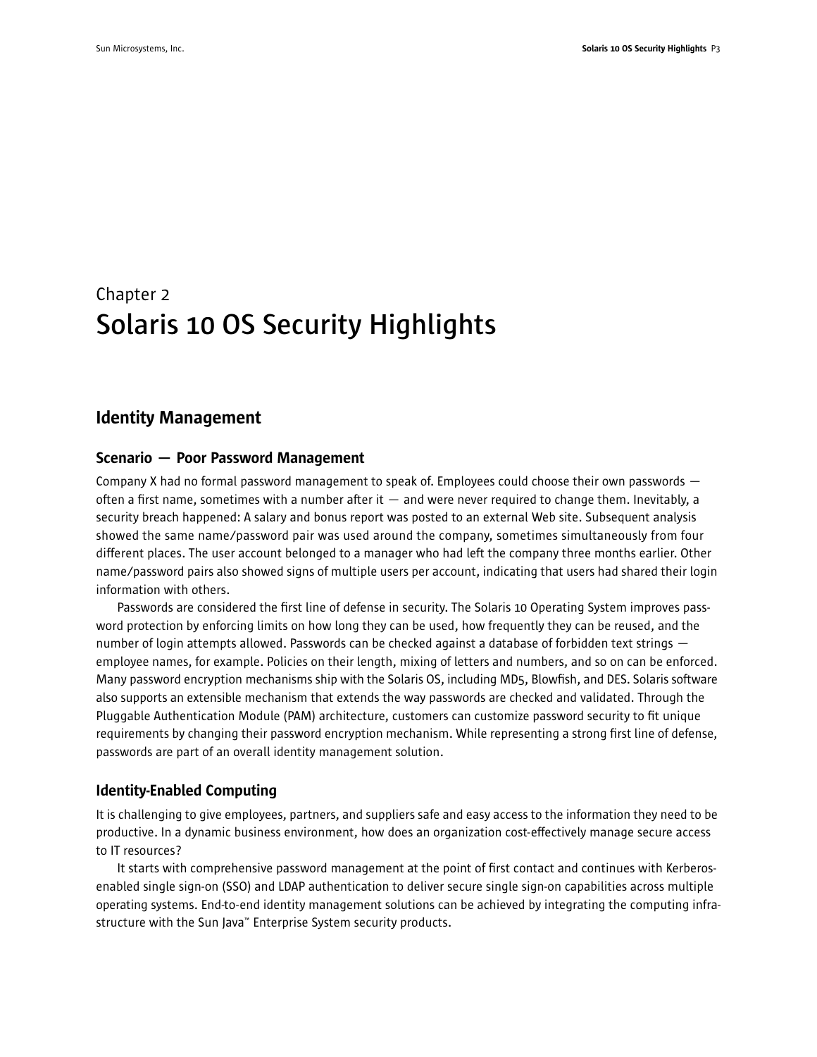Chapter 2

# Solaris 10 OS Security Highlights

## Identity Management

### Scenario — Poor Password Management

Company X had no formal password management to speak of. Employees could choose their own passwords — often a first name, sometimes with a number after it — and were never required to change them. Inevitably, a security breach happened: A salary and bonus report was posted to an external Web site. Subsequent analysis showed the same name/password pair was used around the company, sometimes simultaneously from four different places. The user account belonged to a manager who had left the company three months earlier. Other name/password pairs also showed signs of multiple users per account, indicating that users had shared their login information with others.

Passwords are considered the first line of defense in security. The Solaris 10 Operating System improves password protection by enforcing limits on how long they can be used, how frequently they can be reused, and the number of login attempts allowed. Passwords can be checked against a database of forbidden text strings — employee names, for example. Policies on their length, mixing of letters and numbers, and so on can be enforced. Many password encryption mechanisms ship with the Solaris OS, including MD5, Blowfish, and DES. Solaris software also supports an extensible mechanism that extends the way passwords are checked and validated. Through the Pluggable Authentication Module (PAM) architecture, customers can customize password security to fit unique requirements by changing their password encryption mechanism. While representing a strong first line of defense, passwords are part of an overall identity management solution.

### Identity-Enabled Computing

It is challenging to give employees, partners, and suppliers safe and easy access to the information they need to be productive. In a dynamic business environment, how does an organization cost-effectively manage secure access to IT resources?

It starts with comprehensive password management at the point of first contact and continues with Kerberos-enabled single sign-on (SSO) and LDAP authentication to deliver secure single sign-on capabilities across multiple operating systems. End-to-end identity management solutions can be achieved by integrating the computing infrastructure with the Sun Java™ Enterprise System security products.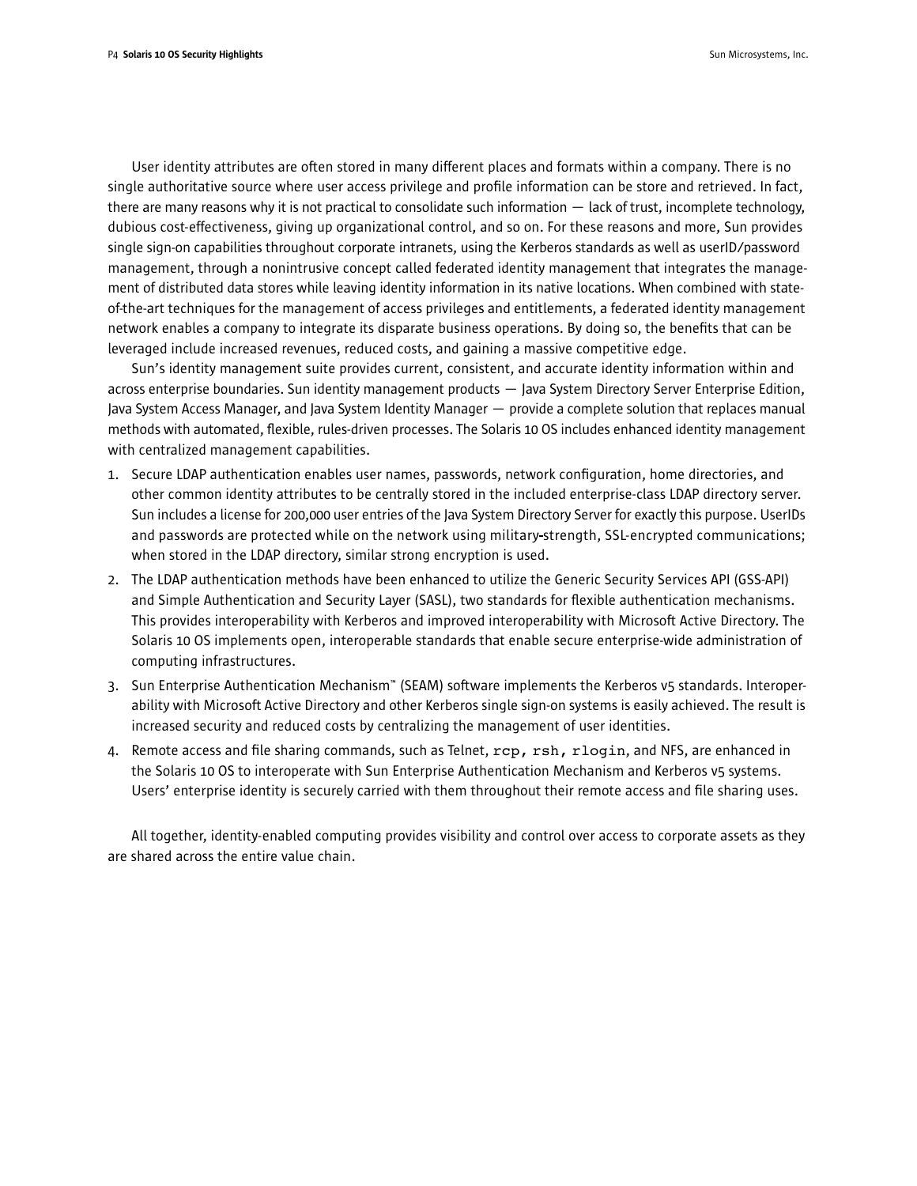User identity attributes are often stored in many different places and formats within a company. There is no single authoritative source where user access privilege and profile information can be store and retrieved. In fact, there are many reasons why it is not practical to consolidate such information — lack of trust, incomplete technology, dubious cost-effectiveness, giving up organizational control, and so on. For these reasons and more, Sun provides single sign-on capabilities throughout corporate intranets, using the Kerberos standards as well as userID/password management, through a nonintrusive concept called federated identity management that integrates the management of distributed data stores while leaving identity information in its native locations. When combined with state-of-the-art techniques for the management of access privileges and entitlements, a federated identity management network enables a company to integrate its disparate business operations. By doing so, the benefits that can be leveraged include increased revenues, reduced costs, and gaining a massive competitive edge.

Sun's identity management suite provides current, consistent, and accurate identity information within and across enterprise boundaries. Sun identity management products — Java System Directory Server Enterprise Edition, Java System Access Manager, and Java System Identity Manager — provide a complete solution that replaces manual methods with automated, flexible, rules-driven processes. The Solaris 10 OS includes enhanced identity management with centralized management capabilities.

1. Secure LDAP authentication enables user names, passwords, network configuration, home directories, and other common identity attributes to be centrally stored in the included enterprise-class LDAP directory server. Sun includes a license for 200,000 user entries of the Java System Directory Server for exactly this purpose. UserIDs and passwords are protected while on the network using military-strength, SSL-encrypted communications; when stored in the LDAP directory, similar strong encryption is used.
2. The LDAP authentication methods have been enhanced to utilize the Generic Security Services API (GSS-API) and Simple Authentication and Security Layer (SASL), two standards for flexible authentication mechanisms. This provides interoperability with Kerberos and improved interoperability with Microsoft Active Directory. The Solaris 10 OS implements open, interoperable standards that enable secure enterprise-wide administration of computing infrastructures.
3. Sun Enterprise Authentication Mechanism™ (SEAM) software implements the Kerberos v5 standards. Interoperability with Microsoft Active Directory and other Kerberos single sign-on systems is easily achieved. The result is increased security and reduced costs by centralizing the management of user identities.
4. Remote access and file sharing commands, such as Telnet, `rcp`, `rsh`, `rlogin`, and NFS, are enhanced in the Solaris 10 OS to interoperate with Sun Enterprise Authentication Mechanism and Kerberos v5 systems. Users' enterprise identity is securely carried with them throughout their remote access and file sharing uses.

All together, identity-enabled computing provides visibility and control over access to corporate assets as they are shared across the entire value chain.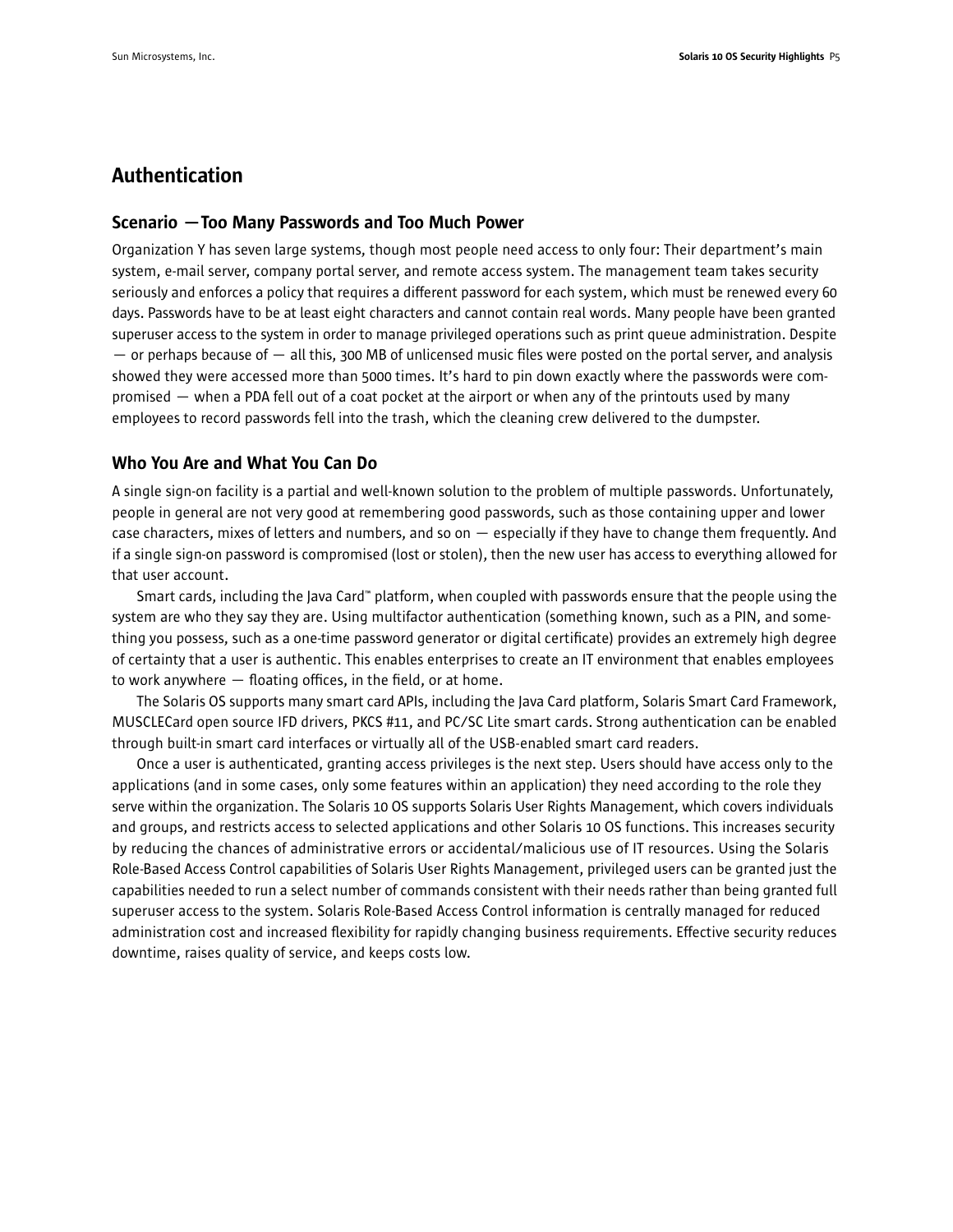## Authentication

### Scenario — Too Many Passwords and Too Much Power

Organization Y has seven large systems, though most people need access to only four: Their department's main system, e-mail server, company portal server, and remote access system. The management team takes security seriously and enforces a policy that requires a different password for each system, which must be renewed every 60 days. Passwords have to be at least eight characters and cannot contain real words. Many people have been granted superuser access to the system in order to manage privileged operations such as print queue administration. Despite — or perhaps because of — all this, 300 MB of unlicensed music files were posted on the portal server, and analysis showed they were accessed more than 5000 times. It's hard to pin down exactly where the passwords were compromised — when a PDA fell out of a coat pocket at the airport or when any of the printouts used by many employees to record passwords fell into the trash, which the cleaning crew delivered to the dumpster.

### Who You Are and What You Can Do

A single sign-on facility is a partial and well-known solution to the problem of multiple passwords. Unfortunately, people in general are not very good at remembering good passwords, such as those containing upper and lower case characters, mixes of letters and numbers, and so on — especially if they have to change them frequently. And if a single sign-on password is compromised (lost or stolen), then the new user has access to everything allowed for that user account.

Smart cards, including the Java Card™ platform, when coupled with passwords ensure that the people using the system are who they say they are. Using multifactor authentication (something known, such as a PIN, and something you possess, such as a one-time password generator or digital certificate) provides an extremely high degree of certainty that a user is authentic. This enables enterprises to create an IT environment that enables employees to work anywhere — floating offices, in the field, or at home.

The Solaris OS supports many smart card APIs, including the Java Card platform, Solaris Smart Card Framework, MUSCLECard open source IFD drivers, PKCS #11, and PC/SC Lite smart cards. Strong authentication can be enabled through built-in smart card interfaces or virtually all of the USB-enabled smart card readers.

Once a user is authenticated, granting access privileges is the next step. Users should have access only to the applications (and in some cases, only some features within an application) they need according to the role they serve within the organization. The Solaris 10 OS supports Solaris User Rights Management, which covers individuals and groups, and restricts access to selected applications and other Solaris 10 OS functions. This increases security by reducing the chances of administrative errors or accidental/malicious use of IT resources. Using the Solaris Role-Based Access Control capabilities of Solaris User Rights Management, privileged users can be granted just the capabilities needed to run a select number of commands consistent with their needs rather than being granted full superuser access to the system. Solaris Role-Based Access Control information is centrally managed for reduced administration cost and increased flexibility for rapidly changing business requirements. Effective security reduces downtime, raises quality of service, and keeps costs low.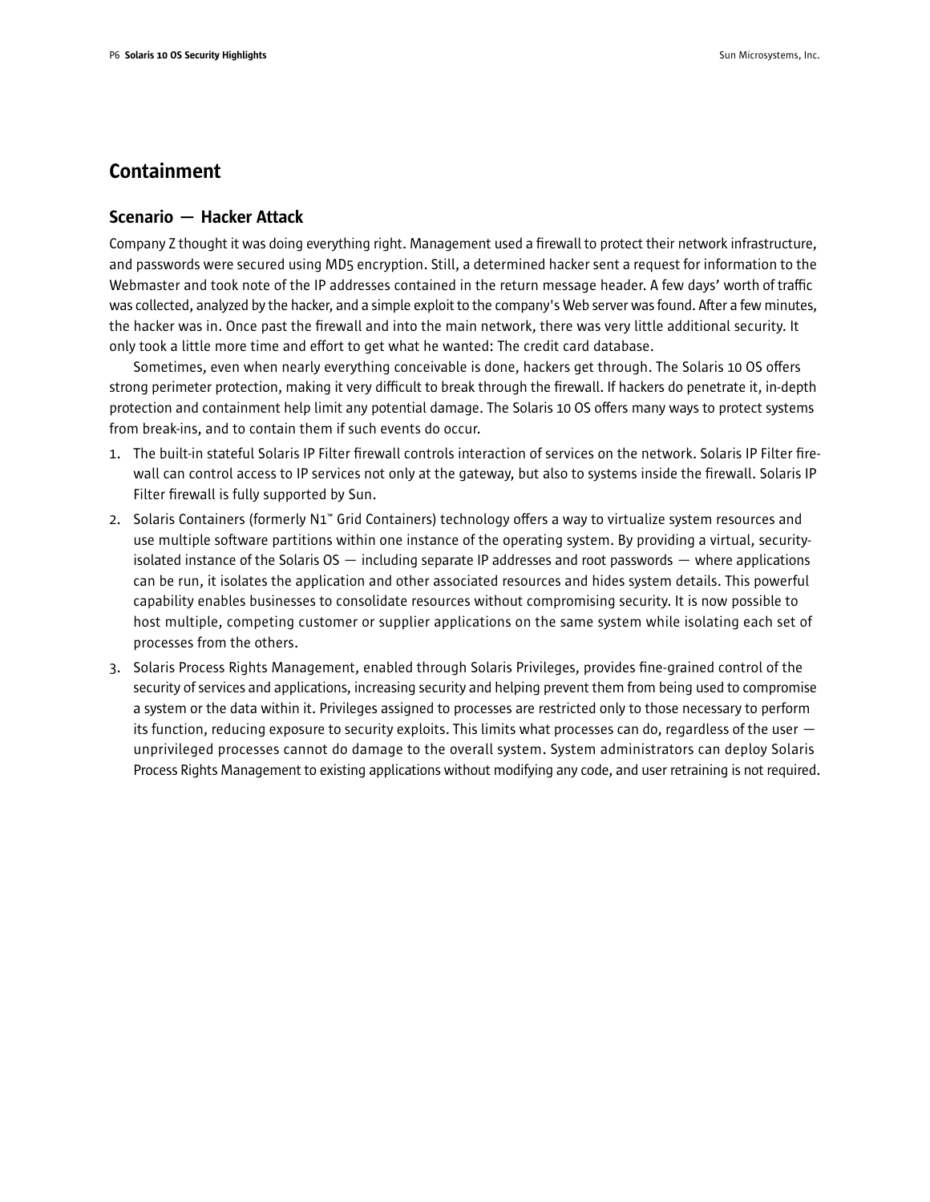## Containment

### Scenario — Hacker Attack

Company Z thought it was doing everything right. Management used a firewall to protect their network infrastructure, and passwords were secured using MD5 encryption. Still, a determined hacker sent a request for information to the Webmaster and took note of the IP addresses contained in the return message header. A few days' worth of traffic was collected, analyzed by the hacker, and a simple exploit to the company's Web server was found. After a few minutes, the hacker was in. Once past the firewall and into the main network, there was very little additional security. It only took a little more time and effort to get what he wanted: The credit card database.

Sometimes, even when nearly everything conceivable is done, hackers get through. The Solaris 10 OS offers strong perimeter protection, making it very difficult to break through the firewall. If hackers do penetrate it, in-depth protection and containment help limit any potential damage. The Solaris 10 OS offers many ways to protect systems from break-ins, and to contain them if such events do occur.

1. The built-in stateful Solaris IP Filter firewall controls interaction of services on the network. Solaris IP Filter firewall can control access to IP services not only at the gateway, but also to systems inside the firewall. Solaris IP Filter firewall is fully supported by Sun.
2. Solaris Containers (formerly N1™ Grid Containers) technology offers a way to virtualize system resources and use multiple software partitions within one instance of the operating system. By providing a virtual, security-isolated instance of the Solaris OS — including separate IP addresses and root passwords — where applications can be run, it isolates the application and other associated resources and hides system details. This powerful capability enables businesses to consolidate resources without compromising security. It is now possible to host multiple, competing customer or supplier applications on the same system while isolating each set of processes from the others.
3. Solaris Process Rights Management, enabled through Solaris Privileges, provides fine-grained control of the security of services and applications, increasing security and helping prevent them from being used to compromise a system or the data within it. Privileges assigned to processes are restricted only to those necessary to perform its function, reducing exposure to security exploits. This limits what processes can do, regardless of the user — unprivileged processes cannot do damage to the overall system. System administrators can deploy Solaris Process Rights Management to existing applications without modifying any code, and user retraining is not required.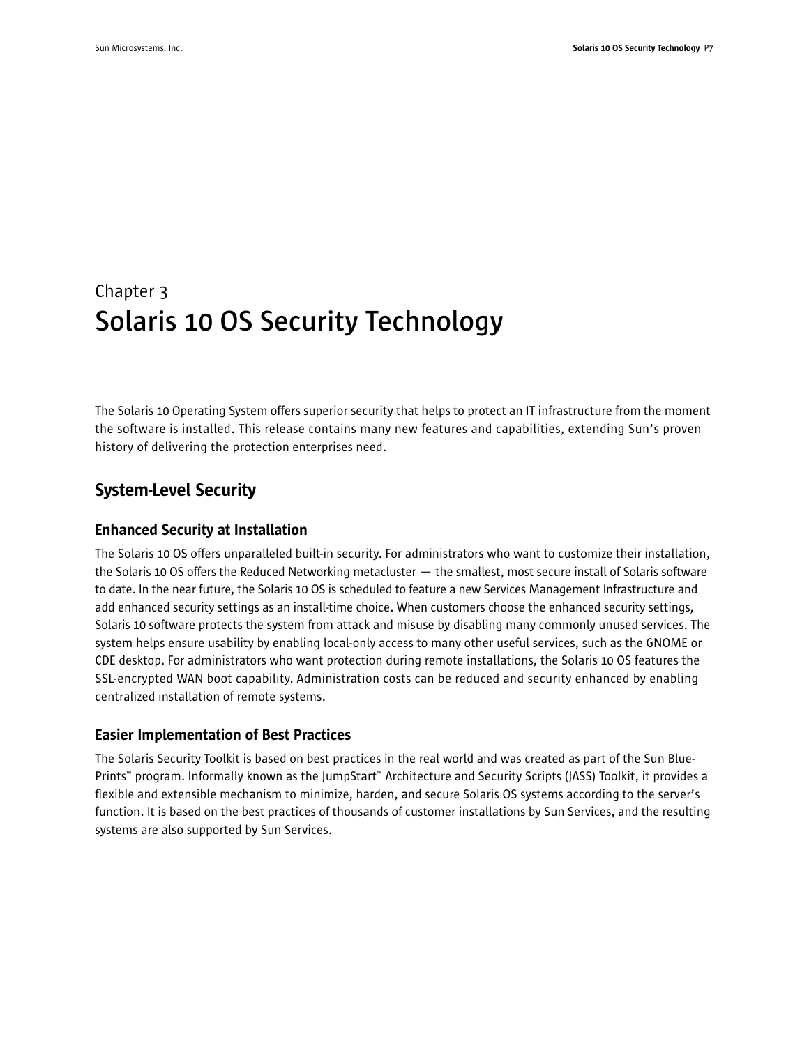# Chapter 3
# Solaris 10 OS Security Technology

The Solaris 10 Operating System offers superior security that helps to protect an IT infrastructure from the moment the software is installed. This release contains many new features and capabilities, extending Sun's proven history of delivering the protection enterprises need.

## System-Level Security

### Enhanced Security at Installation

The Solaris 10 OS offers unparalleled built-in security. For administrators who want to customize their installation, the Solaris 10 OS offers the Reduced Networking metacluster — the smallest, most secure install of Solaris software to date. In the near future, the Solaris 10 OS is scheduled to feature a new Services Management Infrastructure and add enhanced security settings as an install-time choice. When customers choose the enhanced security settings, Solaris 10 software protects the system from attack and misuse by disabling many commonly unused services. The system helps ensure usability by enabling local-only access to many other useful services, such as the GNOME or CDE desktop. For administrators who want protection during remote installations, the Solaris 10 OS features the SSL-encrypted WAN boot capability. Administration costs can be reduced and security enhanced by enabling centralized installation of remote systems.

### Easier Implementation of Best Practices

The Solaris Security Toolkit is based on best practices in the real world and was created as part of the Sun Blue-Prints™ program. Informally known as the JumpStart™ Architecture and Security Scripts (JASS) Toolkit, it provides a flexible and extensible mechanism to minimize, harden, and secure Solaris OS systems according to the server's function. It is based on the best practices of thousands of customer installations by Sun Services, and the resulting systems are also supported by Sun Services.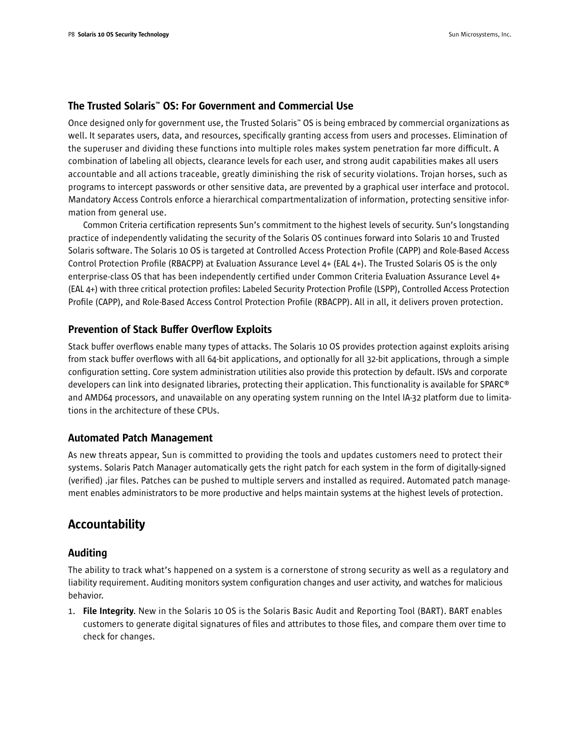### The Trusted Solaris™ OS: For Government and Commercial Use

Once designed only for government use, the Trusted Solaris™ OS is being embraced by commercial organizations as well. It separates users, data, and resources, specifically granting access from users and processes. Elimination of the superuser and dividing these functions into multiple roles makes system penetration far more difficult. A combination of labeling all objects, clearance levels for each user, and strong audit capabilities makes all users accountable and all actions traceable, greatly diminishing the risk of security violations. Trojan horses, such as programs to intercept passwords or other sensitive data, are prevented by a graphical user interface and protocol. Mandatory Access Controls enforce a hierarchical compartmentalization of information, protecting sensitive information from general use.

Common Criteria certification represents Sun's commitment to the highest levels of security. Sun's longstanding practice of independently validating the security of the Solaris OS continues forward into Solaris 10 and Trusted Solaris software. The Solaris 10 OS is targeted at Controlled Access Protection Profile (CAPP) and Role-Based Access Control Protection Profile (RBACPP) at Evaluation Assurance Level 4+ (EAL 4+). The Trusted Solaris OS is the only enterprise-class OS that has been independently certified under Common Criteria Evaluation Assurance Level 4+ (EAL 4+) with three critical protection profiles: Labeled Security Protection Profile (LSPP), Controlled Access Protection Profile (CAPP), and Role-Based Access Control Protection Profile (RBACPP). All in all, it delivers proven protection.

### Prevention of Stack Buffer Overflow Exploits

Stack buffer overflows enable many types of attacks. The Solaris 10 OS provides protection against exploits arising from stack buffer overflows with all 64-bit applications, and optionally for all 32-bit applications, through a simple configuration setting. Core system administration utilities also provide this protection by default. ISVs and corporate developers can link into designated libraries, protecting their application. This functionality is available for SPARC® and AMD64 processors, and unavailable on any operating system running on the Intel IA-32 platform due to limitations in the architecture of these CPUs.

### Automated Patch Management

As new threats appear, Sun is committed to providing the tools and updates customers need to protect their systems. Solaris Patch Manager automatically gets the right patch for each system in the form of digitally-signed (verified) .jar files. Patches can be pushed to multiple servers and installed as required. Automated patch management enables administrators to be more productive and helps maintain systems at the highest levels of protection.

## Accountability

### Auditing

The ability to track what's happened on a system is a cornerstone of strong security as well as a regulatory and liability requirement. Auditing monitors system configuration changes and user activity, and watches for malicious behavior.

1. **File Integrity**. New in the Solaris 10 OS is the Solaris Basic Audit and Reporting Tool (BART). BART enables customers to generate digital signatures of files and attributes to those files, and compare them over time to check for changes.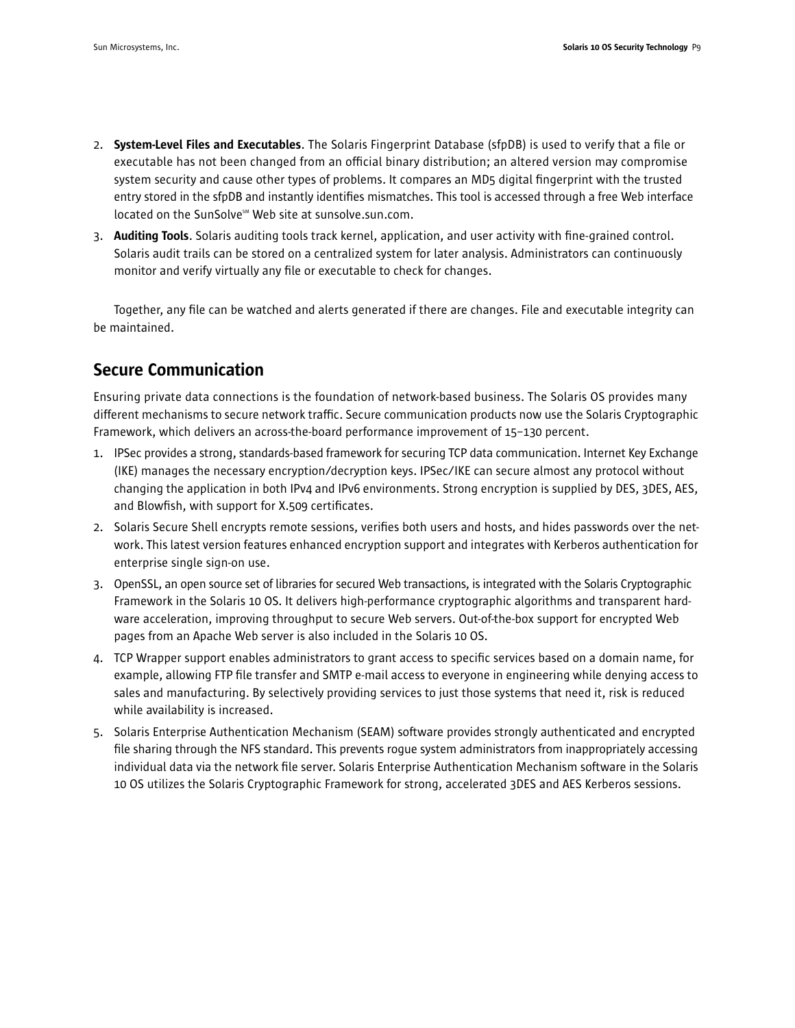2. **System-Level Files and Executables**. The Solaris Fingerprint Database (sfpDB) is used to verify that a file or executable has not been changed from an official binary distribution; an altered version may compromise system security and cause other types of problems. It compares an MD5 digital fingerprint with the trusted entry stored in the sfpDB and instantly identifies mismatches. This tool is accessed through a free Web interface located on the SunSolve℠ Web site at sunsolve.sun.com.
3. **Auditing Tools**. Solaris auditing tools track kernel, application, and user activity with fine-grained control. Solaris audit trails can be stored on a centralized system for later analysis. Administrators can continuously monitor and verify virtually any file or executable to check for changes.

Together, any file can be watched and alerts generated if there are changes. File and executable integrity can be maintained.

## Secure Communication

Ensuring private data connections is the foundation of network-based business. The Solaris OS provides many different mechanisms to secure network traffic. Secure communication products now use the Solaris Cryptographic Framework, which delivers an across-the-board performance improvement of 15–130 percent.

1. IPSec provides a strong, standards-based framework for securing TCP data communication. Internet Key Exchange (IKE) manages the necessary encryption/decryption keys. IPSec/IKE can secure almost any protocol without changing the application in both IPv4 and IPv6 environments. Strong encryption is supplied by DES, 3DES, AES, and Blowfish, with support for X.509 certificates.
2. Solaris Secure Shell encrypts remote sessions, verifies both users and hosts, and hides passwords over the network. This latest version features enhanced encryption support and integrates with Kerberos authentication for enterprise single sign-on use.
3. OpenSSL, an open source set of libraries for secured Web transactions, is integrated with the Solaris Cryptographic Framework in the Solaris 10 OS. It delivers high-performance cryptographic algorithms and transparent hardware acceleration, improving throughput to secure Web servers. Out-of-the-box support for encrypted Web pages from an Apache Web server is also included in the Solaris 10 OS.
4. TCP Wrapper support enables administrators to grant access to specific services based on a domain name, for example, allowing FTP file transfer and SMTP e-mail access to everyone in engineering while denying access to sales and manufacturing. By selectively providing services to just those systems that need it, risk is reduced while availability is increased.
5. Solaris Enterprise Authentication Mechanism (SEAM) software provides strongly authenticated and encrypted file sharing through the NFS standard. This prevents rogue system administrators from inappropriately accessing individual data via the network file server. Solaris Enterprise Authentication Mechanism software in the Solaris 10 OS utilizes the Solaris Cryptographic Framework for strong, accelerated 3DES and AES Kerberos sessions.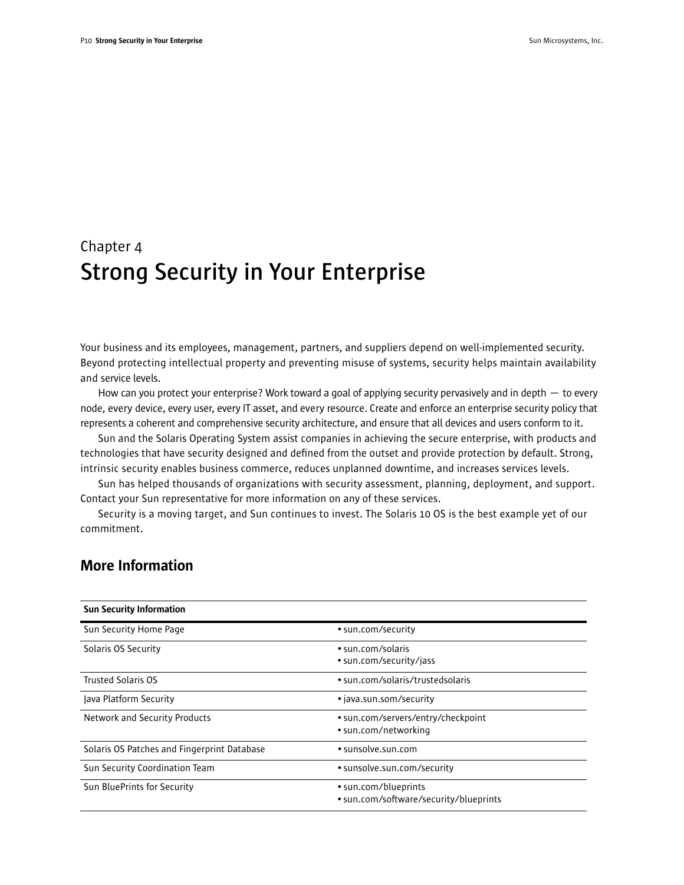Chapter 4

# Strong Security in Your Enterprise

Your business and its employees, management, partners, and suppliers depend on well-implemented security. Beyond protecting intellectual property and preventing misuse of systems, security helps maintain availability and service levels.

How can you protect your enterprise? Work toward a goal of applying security pervasively and in depth — to every node, every device, every user, every IT asset, and every resource. Create and enforce an enterprise security policy that represents a coherent and comprehensive security architecture, and ensure that all devices and users conform to it.

Sun and the Solaris Operating System assist companies in achieving the secure enterprise, with products and technologies that have security designed and defined from the outset and provide protection by default. Strong, intrinsic security enables business commerce, reduces unplanned downtime, and increases services levels.

Sun has helped thousands of organizations with security assessment, planning, deployment, and support. Contact your Sun representative for more information on any of these services.

Security is a moving target, and Sun continues to invest. The Solaris 10 OS is the best example yet of our commitment.

## More Information

| Sun Security Information | |
|---|---|
| Sun Security Home Page | • sun.com/security |
| Solaris OS Security | • sun.com/solaris<br>• sun.com/security/jass |
| Trusted Solaris OS | • sun.com/solaris/trustedsolaris |
| Java Platform Security | • java.sun.som/security |
| Network and Security Products | • sun.com/servers/entry/checkpoint<br>• sun.com/networking |
| Solaris OS Patches and Fingerprint Database | • sunsolve.sun.com |
| Sun Security Coordination Team | • sunsolve.sun.com/security |
| Sun BluePrints for Security | • sun.com/blueprints<br>• sun.com/software/security/blueprints |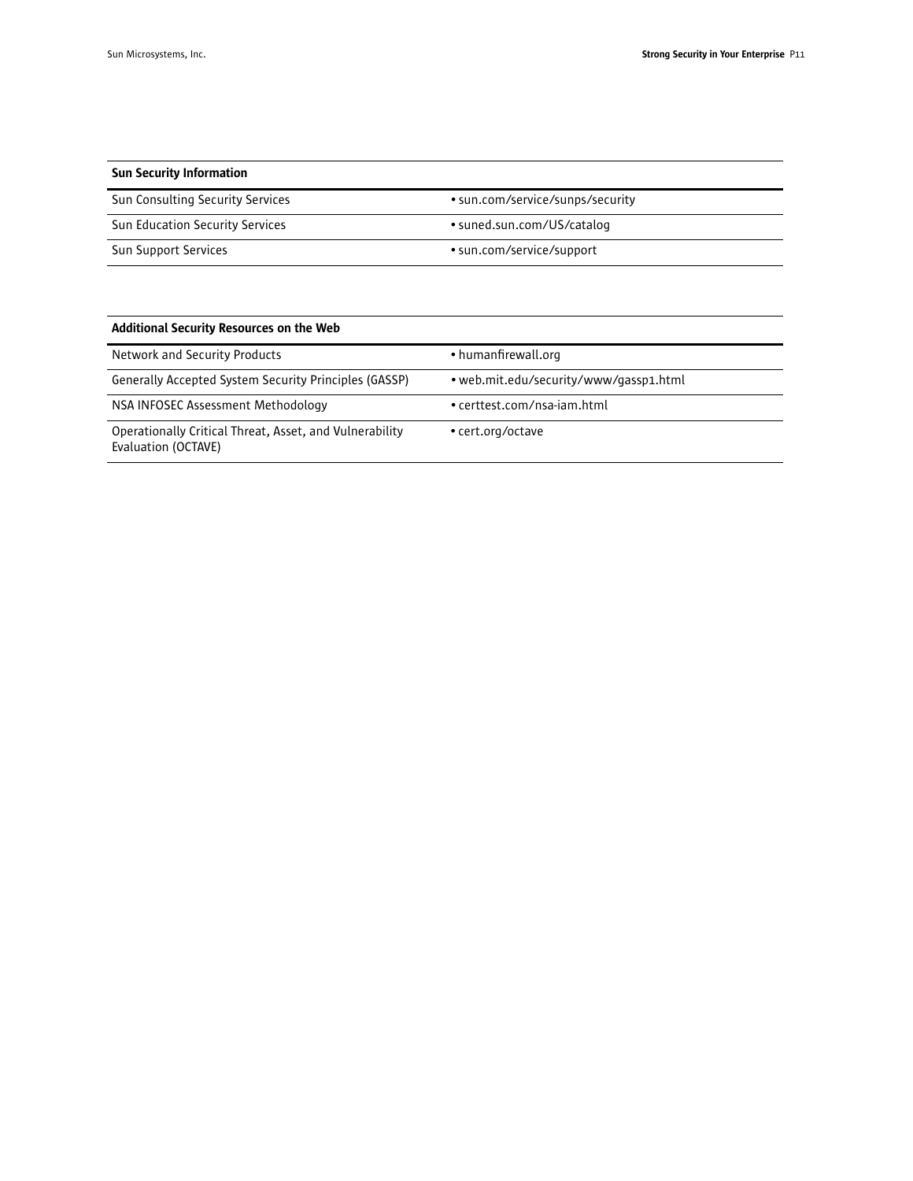| Sun Security Information | |
|---|---|
| Sun Consulting Security Services | • sun.com/service/sunps/security |
| Sun Education Security Services | • suned.sun.com/US/catalog |
| Sun Support Services | • sun.com/service/support |

| Additional Security Resources on the Web | |
|---|---|
| Network and Security Products | • humanfirewall.org |
| Generally Accepted System Security Principles (GASSP) | • web.mit.edu/security/www/gassp1.html |
| NSA INFOSEC Assessment Methodology | • certtest.com/nsa-iam.html |
| Operationally Critical Threat, Asset, and Vulnerability Evaluation (OCTAVE) | • cert.org/octave |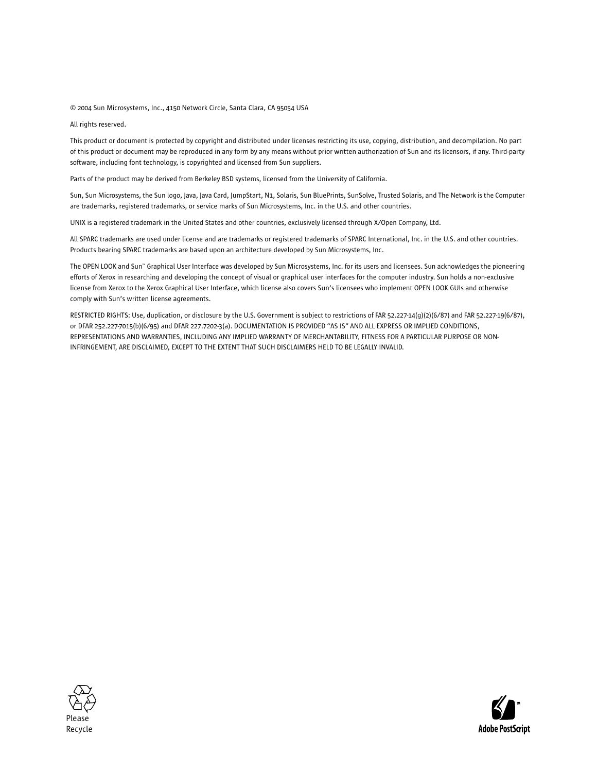© 2004 Sun Microsystems, Inc., 4150 Network Circle, Santa Clara, CA 95054 USA

All rights reserved.

This product or document is protected by copyright and distributed under licenses restricting its use, copying, distribution, and decompilation. No part of this product or document may be reproduced in any form by any means without prior written authorization of Sun and its licensors, if any. Third-party software, including font technology, is copyrighted and licensed from Sun suppliers.

Parts of the product may be derived from Berkeley BSD systems, licensed from the University of California.

Sun, Sun Microsystems, the Sun logo, Java, Java Card, JumpStart, N1, Solaris, Sun BluePrints, SunSolve, Trusted Solaris, and The Network is the Computer are trademarks, registered trademarks, or service marks of Sun Microsystems, Inc. in the U.S. and other countries.

UNIX is a registered trademark in the United States and other countries, exclusively licensed through X/Open Company, Ltd.

All SPARC trademarks are used under license and are trademarks or registered trademarks of SPARC International, Inc. in the U.S. and other countries. Products bearing SPARC trademarks are based upon an architecture developed by Sun Microsystems, Inc.

The OPEN LOOK and Sun™ Graphical User Interface was developed by Sun Microsystems, Inc. for its users and licensees. Sun acknowledges the pioneering efforts of Xerox in researching and developing the concept of visual or graphical user interfaces for the computer industry. Sun holds a non-exclusive license from Xerox to the Xerox Graphical User Interface, which license also covers Sun's licensees who implement OPEN LOOK GUIs and otherwise comply with Sun's written license agreements.

RESTRICTED RIGHTS: Use, duplication, or disclosure by the U.S. Government is subject to restrictions of FAR 52.227-14(g)(2)(6/87) and FAR 52.227-19(6/87), or DFAR 252.227-7015(b)(6/95) and DFAR 227.7202-3(a). DOCUMENTATION IS PROVIDED "AS IS" AND ALL EXPRESS OR IMPLIED CONDITIONS, REPRESENTATIONS AND WARRANTIES, INCLUDING ANY IMPLIED WARRANTY OF MERCHANTABILITY, FITNESS FOR A PARTICULAR PURPOSE OR NON-INFRINGEMENT, ARE DISCLAIMED, EXCEPT TO THE EXTENT THAT SUCH DISCLAIMERS HELD TO BE LEGALLY INVALID.

Please
Recycle

Adobe PostScript™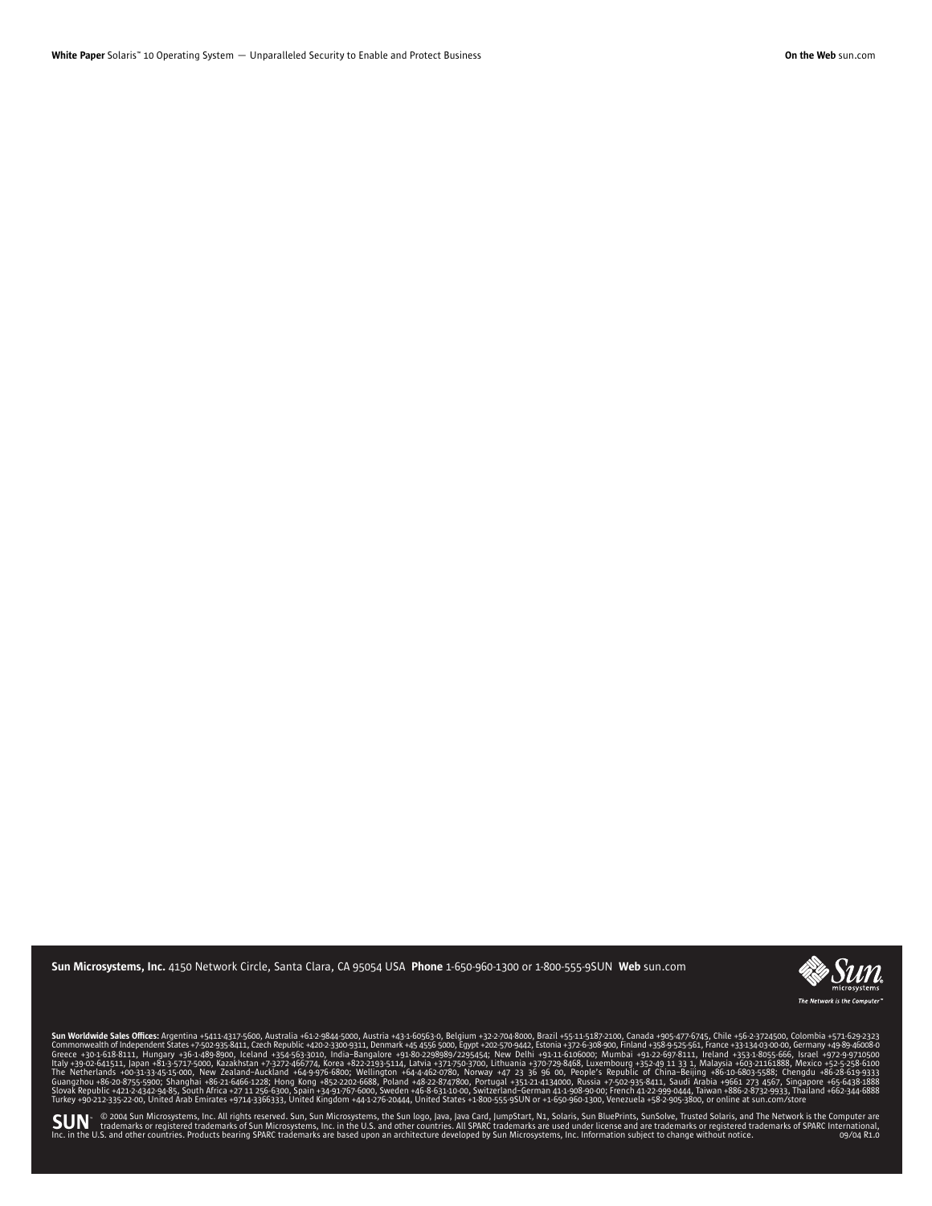**Sun Microsystems, Inc.** 4150 Network Circle, Santa Clara, CA 95054 USA **Phone** 1-650-960-1300 or 1-800-555-9SUN **Web** sun.com

The Network is the Computer™

**Sun Worldwide Sales Offices:** Argentina +5411-4317-5600, Australia +61-2-9844-5000, Austria +43-1-60563-0, Belgium +32-2-704-8000, Brazil +55-11-5187-2100, Canada +905-477-6745, Chile +56-2-3724500, Colombia +571-629-2323 Commonwealth of Independent States +7-502-935-8411, Czech Republic +420-2-3300-9311, Denmark +45 4556 5000, Egypt +202-570-9442, Estonia +372-6-308-900, Finland +358-9-525-561, France +33-134-03-00-00, Germany +49-89-46008-0 Greece +30-1-618-8111, Hungary +36-1-489-8900, Iceland +354-563-3010, India–Bangalore +91-80-2298989/2295454; New Delhi +91-11-6106000; Mumbai +91-22-697-8111, Ireland +353-1-8055-666, Israel +972-9-9710500 Italy +39-02-641511, Japan +81-3-5717-5000, Kazakhstan +7-3272-466774, Korea +822-2193-5114, Latvia +371-750-3700, Lithuania +370-729-8468, Luxembourg +352-49 11 33 1, Malaysia +603-21161888, Mexico +52-5-258-6100 The Netherlands +00-31-33-45-15-000, New Zealand–Auckland +64-9-976-6800; Wellington +64-4-462-0780, Norway +47 23 36 96 00, People's Republic of China–Beijing +86-10-6803-5588; Chengdu +86-28-619-9333 Guangzhou +86-20-8755-5900; Shanghai +86-21-6466-1228; Hong Kong +852-2202-6688, Poland +48-22-8747800, Portugal +351-21-4134000, Russia +7-502-935-8411, Saudi Arabia +9661 273 4567, Singapore +65-6438-1888 Slovak Republic +421-2-4342-94-85, South Africa +27 11 256-6300, Spain +34-91-767-6000, Sweden +46-8-631-10-00, Switzerland–German 41-1-908-90-00; French 41-22-999-0444, Taiwan +886-2-8732-9933, Thailand +662-344-6888 Turkey +90-212-335-22-00, United Arab Emirates +9714-3366333, United Kingdom +44-1-276-20444, United States +1-800-555-9SUN or +1-650-960-1300, Venezuela +58-2-905-3800, or online at sun.com/store

© 2004 Sun Microsystems, Inc. All rights reserved. Sun, Sun Microsystems, the Sun logo, Java, Java Card, JumpStart, N1, Solaris, Sun BluePrints, SunSolve, Trusted Solaris, and The Network is the Computer are trademarks or registered trademarks of Sun Microsystems, Inc. in the U.S. and other countries. All SPARC trademarks are used under license and are trademarks or registered trademarks of SPARC International, Inc. in the U.S. and other countries. Products bearing SPARC trademarks are based upon an architecture developed by Sun Microsystems, Inc. Information subject to change without notice. 09/04 R1.0